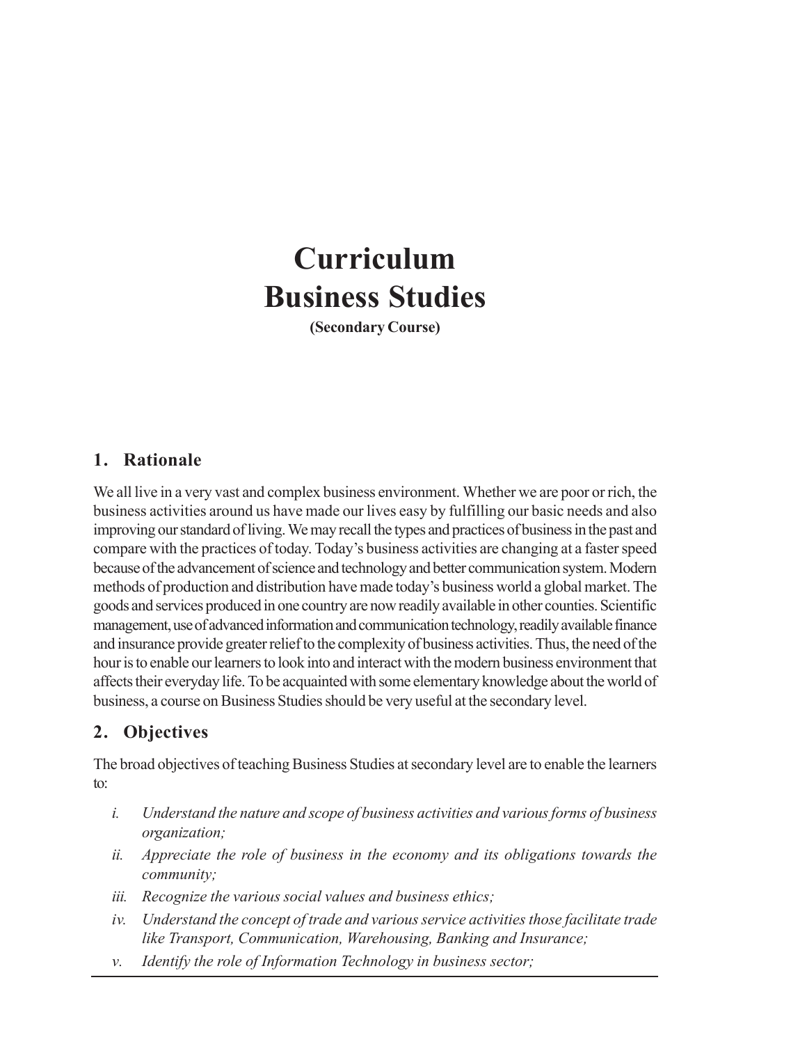# Curriculum
# Business Studies

**(Secondary Course)**

## 1. Rationale

We all live in a very vast and complex business environment. Whether we are poor or rich, the business activities around us have made our lives easy by fulfilling our basic needs and also improving our standard of living. We may recall the types and practices of business in the past and compare with the practices of today. Today's business activities are changing at a faster speed because of the advancement of science and technology and better communication system. Modern methods of production and distribution have made today's business world a global market. The goods and services produced in one country are now readily available in other counties. Scientific management, use of advanced information and communication technology, readily available finance and insurance provide greater relief to the complexity of business activities. Thus, the need of the hour is to enable our learners to look into and interact with the modern business environment that affects their everyday life. To be acquainted with some elementary knowledge about the world of business, a course on Business Studies should be very useful at the secondary level.

## 2. Objectives

The broad objectives of teaching Business Studies at secondary level are to enable the learners to:

i. *Understand the nature and scope of business activities and various forms of business organization;*

ii. *Appreciate the role of business in the economy and its obligations towards the community;*

iii. *Recognize the various social values and business ethics;*

iv. *Understand the concept of trade and various service activities those facilitate trade like Transport, Communication, Warehousing, Banking and Insurance;*

v. *Identify the role of Information Technology in business sector;*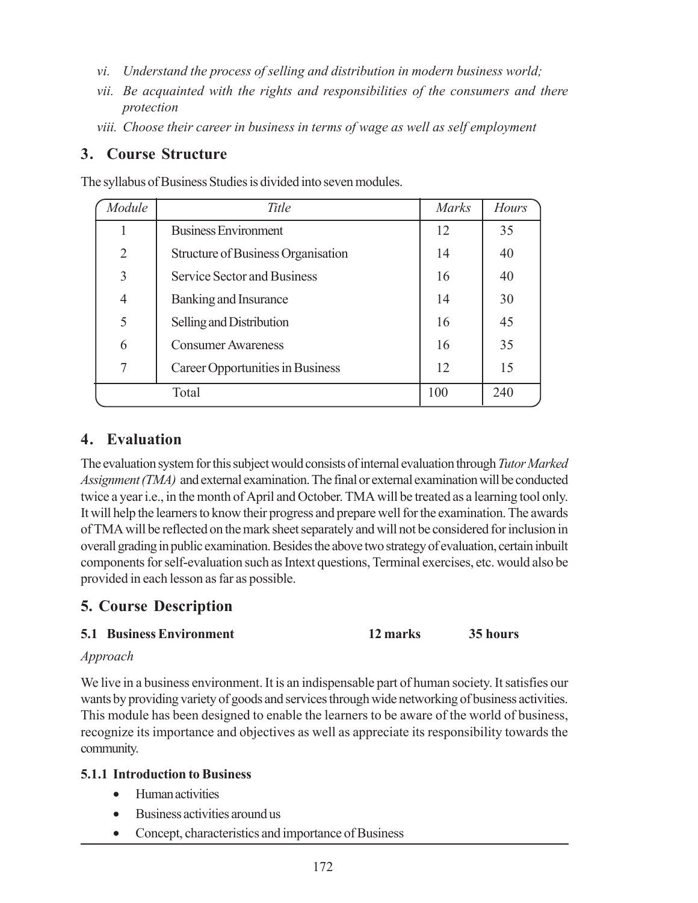*vi. Understand the process of selling and distribution in modern business world;*

*vii. Be acquainted with the rights and responsibilities of the consumers and there protection*

*viii. Choose their career in business in terms of wage as well as self employment*

## 3. Course Structure

The syllabus of Business Studies is divided into seven modules.

| *Module* | *Title* | *Marks* | *Hours* |
|---|---|---|---|
| 1 | Business Environment | 12 | 35 |
| 2 | Structure of Business Organisation | 14 | 40 |
| 3 | Service Sector and Business | 16 | 40 |
| 4 | Banking and Insurance | 14 | 30 |
| 5 | Selling and Distribution | 16 | 45 |
| 6 | Consumer Awareness | 16 | 35 |
| 7 | Career Opportunities in Business | 12 | 15 |
| | Total | 100 | 240 |

## 4. Evaluation

The evaluation system for this subject would consists of internal evaluation through *Tutor Marked Assignment (TMA)* and external examination. The final or external examination will be conducted twice a year i.e., in the month of April and October. TMA will be treated as a learning tool only. It will help the learners to know their progress and prepare well for the examination. The awards of TMA will be reflected on the mark sheet separately and will not be considered for inclusion in overall grading in public examination. Besides the above two strategy of evaluation, certain inbuilt components for self-evaluation such as Intext questions, Terminal exercises, etc. would also be provided in each lesson as far as possible.

## 5. Course Description

### 5.1 Business Environment 12 marks 35 hours

*Approach*

We live in a business environment. It is an indispensable part of human society. It satisfies our wants by providing variety of goods and services through wide networking of business activities. This module has been designed to enable the learners to be aware of the world of business, recognize its importance and objectives as well as appreciate its responsibility towards the community.

#### 5.1.1 Introduction to Business

- Human activities
- Business activities around us
- Concept, characteristics and importance of Business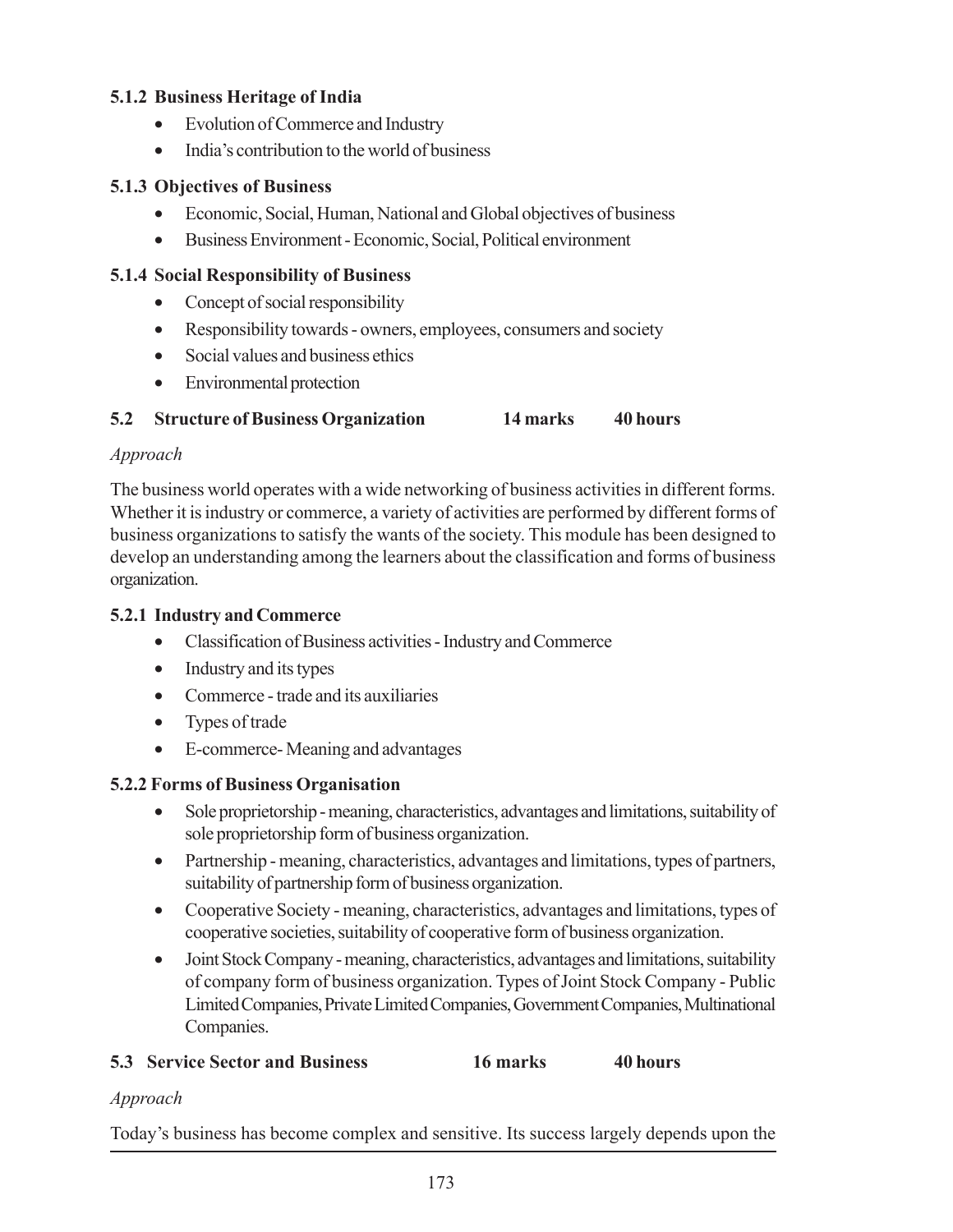#### 5.1.2 Business Heritage of India

- Evolution of Commerce and Industry
- India's contribution to the world of business

#### 5.1.3 Objectives of Business

- Economic, Social, Human, National and Global objectives of business
- Business Environment - Economic, Social, Political environment

#### 5.1.4 Social Responsibility of Business

- Concept of social responsibility
- Responsibility towards - owners, employees, consumers and society
- Social values and business ethics
- Environmental protection

### 5.2 Structure of Business Organization 14 marks 40 hours

*Approach*

The business world operates with a wide networking of business activities in different forms. Whether it is industry or commerce, a variety of activities are performed by different forms of business organizations to satisfy the wants of the society. This module has been designed to develop an understanding among the learners about the classification and forms of business organization.

#### 5.2.1 Industry and Commerce

- Classification of Business activities - Industry and Commerce
- Industry and its types
- Commerce - trade and its auxiliaries
- Types of trade
- E-commerce- Meaning and advantages

#### 5.2.2 Forms of Business Organisation

- Sole proprietorship - meaning, characteristics, advantages and limitations, suitability of sole proprietorship form of business organization.
- Partnership - meaning, characteristics, advantages and limitations, types of partners, suitability of partnership form of business organization.
- Cooperative Society - meaning, characteristics, advantages and limitations, types of cooperative societies, suitability of cooperative form of business organization.
- Joint Stock Company - meaning, characteristics, advantages and limitations, suitability of company form of business organization. Types of Joint Stock Company - Public Limited Companies, Private Limited Companies, Government Companies, Multinational Companies.

### 5.3 Service Sector and Business 16 marks 40 hours

*Approach*

Today's business has become complex and sensitive. Its success largely depends upon the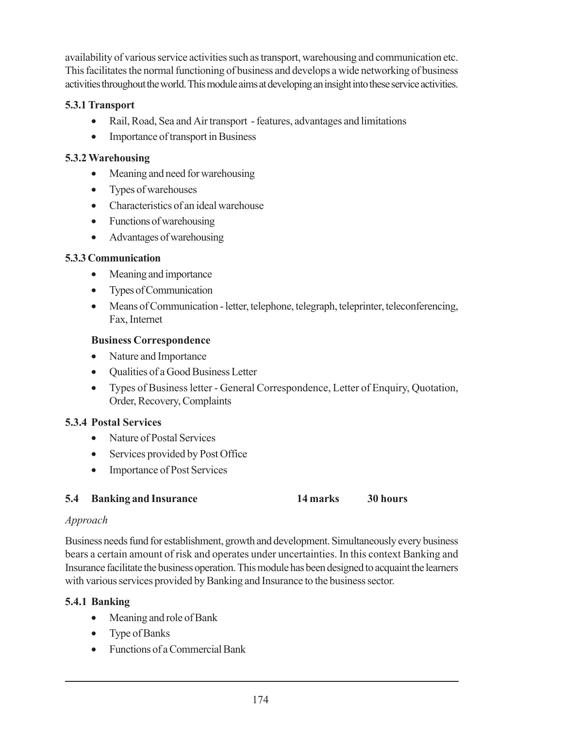availability of various service activities such as transport, warehousing and communication etc. This facilitates the normal functioning of business and develops a wide networking of business activities throughout the world. This module aims at developing an insight into these service activities.

### 5.3.1 Transport

- Rail, Road, Sea and Air transport - features, advantages and limitations
- Importance of transport in Business

### 5.3.2 Warehousing

- Meaning and need for warehousing
- Types of warehouses
- Characteristics of an ideal warehouse
- Functions of warehousing
- Advantages of warehousing

### 5.3.3 Communication

- Meaning and importance
- Types of Communication
- Means of Communication - letter, telephone, telegraph, teleprinter, teleconferencing, Fax, Internet

**Business Correspondence**

- Nature and Importance
- Qualities of a Good Business Letter
- Types of Business letter - General Correspondence, Letter of Enquiry, Quotation, Order, Recovery, Complaints

### 5.3.4 Postal Services

- Nature of Postal Services
- Services provided by Post Office
- Importance of Post Services

## 5.4 Banking and Insurance 14 marks 30 hours

*Approach*

Business needs fund for establishment, growth and development. Simultaneously every business bears a certain amount of risk and operates under uncertainties. In this context Banking and Insurance facilitate the business operation. This module has been designed to acquaint the learners with various services provided by Banking and Insurance to the business sector.

### 5.4.1 Banking

- Meaning and role of Bank
- Type of Banks
- Functions of a Commercial Bank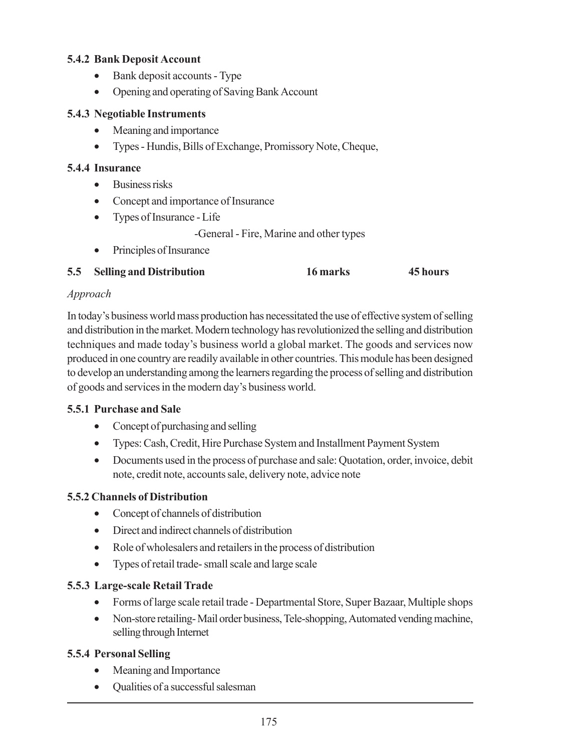### 5.4.2 Bank Deposit Account

- Bank deposit accounts - Type
- Opening and operating of Saving Bank Account

### 5.4.3 Negotiable Instruments

- Meaning and importance
- Types - Hundis, Bills of Exchange, Promissory Note, Cheque,

### 5.4.4 Insurance

- Business risks
- Concept and importance of Insurance
- Types of Insurance - Life

  -General - Fire, Marine and other types
- Principles of Insurance

## 5.5 Selling and Distribution 16 marks 45 hours

*Approach*

In today's business world mass production has necessitated the use of effective system of selling and distribution in the market. Modern technology has revolutionized the selling and distribution techniques and made today's business world a global market. The goods and services now produced in one country are readily available in other countries. This module has been designed to develop an understanding among the learners regarding the process of selling and distribution of goods and services in the modern day's business world.

### 5.5.1 Purchase and Sale

- Concept of purchasing and selling
- Types: Cash, Credit, Hire Purchase System and Installment Payment System
- Documents used in the process of purchase and sale: Quotation, order, invoice, debit note, credit note, accounts sale, delivery note, advice note

### 5.5.2 Channels of Distribution

- Concept of channels of distribution
- Direct and indirect channels of distribution
- Role of wholesalers and retailers in the process of distribution
- Types of retail trade- small scale and large scale

### 5.5.3 Large-scale Retail Trade

- Forms of large scale retail trade - Departmental Store, Super Bazaar, Multiple shops
- Non-store retailing- Mail order business, Tele-shopping, Automated vending machine, selling through Internet

### 5.5.4 Personal Selling

- Meaning and Importance
- Qualities of a successful salesman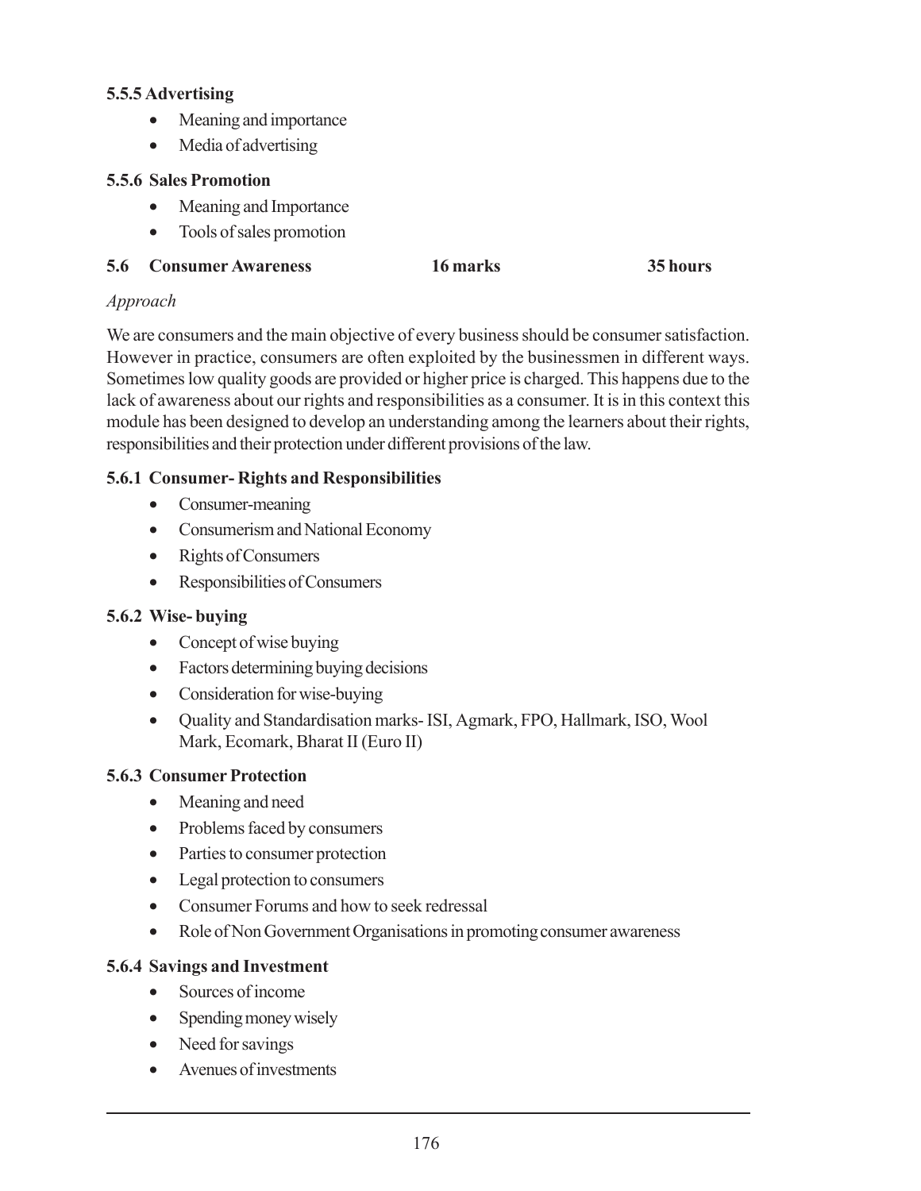#### 5.5.5 Advertising

- Meaning and importance
- Media of advertising

#### 5.5.6 Sales Promotion

- Meaning and Importance
- Tools of sales promotion

### 5.6 Consumer Awareness 16 marks 35 hours

*Approach*

We are consumers and the main objective of every business should be consumer satisfaction. However in practice, consumers are often exploited by the businessmen in different ways. Sometimes low quality goods are provided or higher price is charged. This happens due to the lack of awareness about our rights and responsibilities as a consumer. It is in this context this module has been designed to develop an understanding among the learners about their rights, responsibilities and their protection under different provisions of the law.

#### 5.6.1 Consumer- Rights and Responsibilities

- Consumer-meaning
- Consumerism and National Economy
- Rights of Consumers
- Responsibilities of Consumers

#### 5.6.2 Wise- buying

- Concept of wise buying
- Factors determining buying decisions
- Consideration for wise-buying
- Quality and Standardisation marks- ISI, Agmark, FPO, Hallmark, ISO, Wool Mark, Ecomark, Bharat II (Euro II)

#### 5.6.3 Consumer Protection

- Meaning and need
- Problems faced by consumers
- Parties to consumer protection
- Legal protection to consumers
- Consumer Forums and how to seek redressal
- Role of Non Government Organisations in promoting consumer awareness

#### 5.6.4 Savings and Investment

- Sources of income
- Spending money wisely
- Need for savings
- Avenues of investments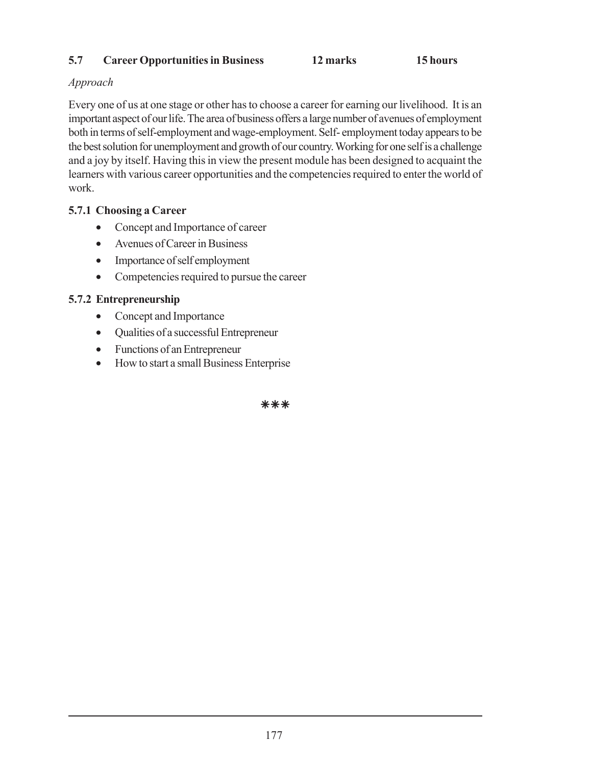## 5.7 Career Opportunities in Business 12 marks 15 hours

*Approach*

Every one of us at one stage or other has to choose a career for earning our livelihood. It is an important aspect of our life. The area of business offers a large number of avenues of employment both in terms of self-employment and wage-employment. Self- employment today appears to be the best solution for unemployment and growth of our country. Working for one self is a challenge and a joy by itself. Having this in view the present module has been designed to acquaint the learners with various career opportunities and the competencies required to enter the world of work.

### 5.7.1 Choosing a Career

- Concept and Importance of career
- Avenues of Career in Business
- Importance of self employment
- Competencies required to pursue the career

### 5.7.2 Entrepreneurship

- Concept and Importance
- Qualities of a successful Entrepreneur
- Functions of an Entrepreneur
- How to start a small Business Enterprise

***